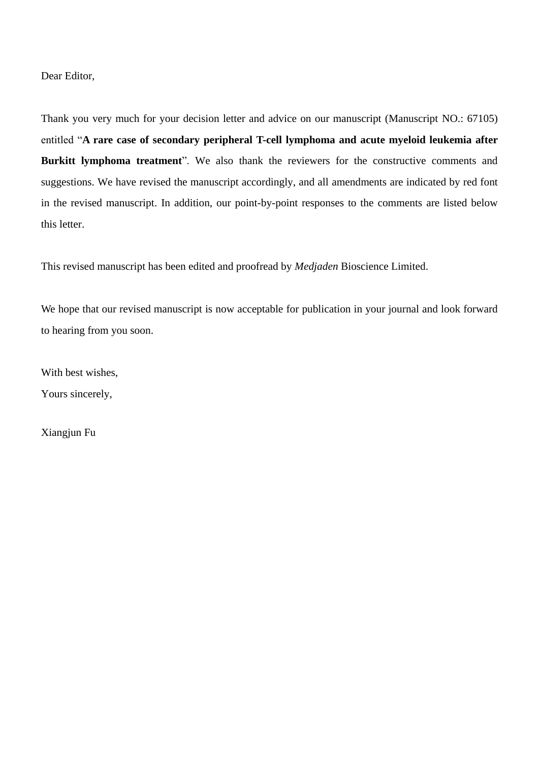Dear Editor,

Thank you very much for your decision letter and advice on our manuscript (Manuscript NO.: 67105) entitled "**A rare case of secondary peripheral T-cell lymphoma and acute myeloid leukemia after Burkitt lymphoma treatment**". We also thank the reviewers for the constructive comments and suggestions. We have revised the manuscript accordingly, and all amendments are indicated by red font in the revised manuscript. In addition, our point-by-point responses to the comments are listed below this letter.

This revised manuscript has been edited and proofread by *Medjaden* Bioscience Limited.

We hope that our revised manuscript is now acceptable for publication in your journal and look forward to hearing from you soon.

With best wishes,  
Yours sincerely,

Xiangjun Fu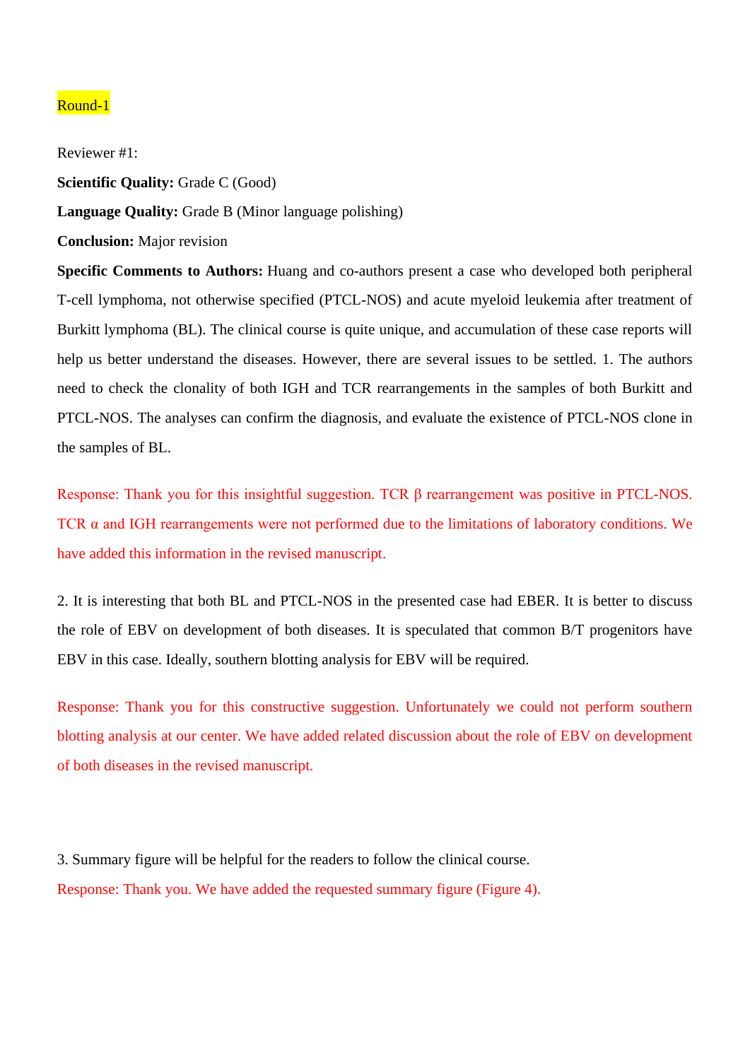Round-1

Reviewer #1:

**Scientific Quality:** Grade C (Good)

**Language Quality:** Grade B (Minor language polishing)

**Conclusion:** Major revision

**Specific Comments to Authors:** Huang and co-authors present a case who developed both peripheral T-cell lymphoma, not otherwise specified (PTCL-NOS) and acute myeloid leukemia after treatment of Burkitt lymphoma (BL). The clinical course is quite unique, and accumulation of these case reports will help us better understand the diseases. However, there are several issues to be settled. 1. The authors need to check the clonality of both IGH and TCR rearrangements in the samples of both Burkitt and PTCL-NOS. The analyses can confirm the diagnosis, and evaluate the existence of PTCL-NOS clone in the samples of BL.

Response: Thank you for this insightful suggestion. TCR β rearrangement was positive in PTCL-NOS. TCR α and IGH rearrangements were not performed due to the limitations of laboratory conditions. We have added this information in the revised manuscript.

2. It is interesting that both BL and PTCL-NOS in the presented case had EBER. It is better to discuss the role of EBV on development of both diseases. It is speculated that common B/T progenitors have EBV in this case. Ideally, southern blotting analysis for EBV will be required.

Response: Thank you for this constructive suggestion. Unfortunately we could not perform southern blotting analysis at our center. We have added related discussion about the role of EBV on development of both diseases in the revised manuscript.

3. Summary figure will be helpful for the readers to follow the clinical course.

Response: Thank you. We have added the requested summary figure (Figure 4).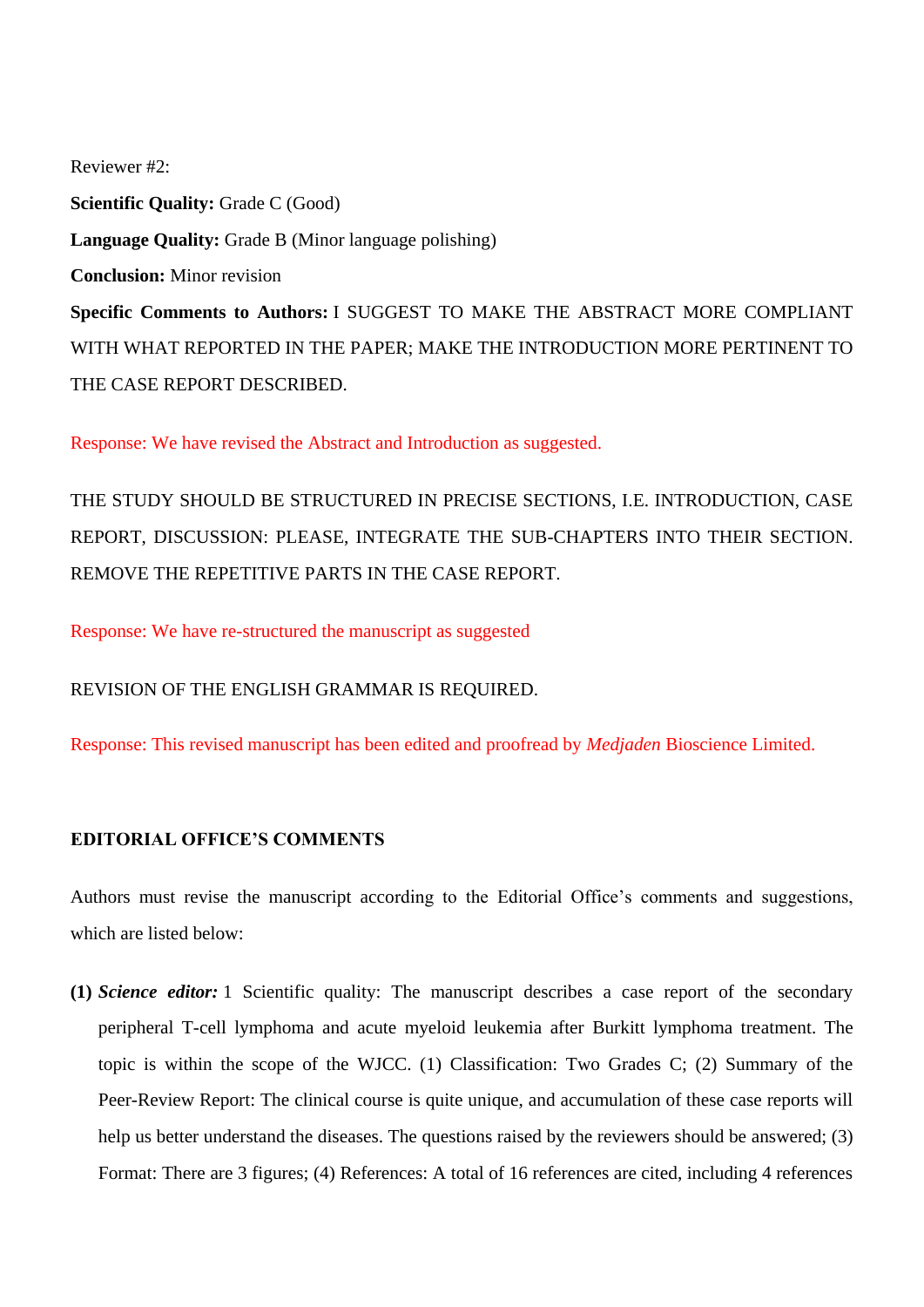Reviewer #2:

**Scientific Quality:** Grade C (Good)

**Language Quality:** Grade B (Minor language polishing)

**Conclusion:** Minor revision

**Specific Comments to Authors:** I SUGGEST TO MAKE THE ABSTRACT MORE COMPLIANT WITH WHAT REPORTED IN THE PAPER; MAKE THE INTRODUCTION MORE PERTINENT TO THE CASE REPORT DESCRIBED.

Response: We have revised the Abstract and Introduction as suggested.

THE STUDY SHOULD BE STRUCTURED IN PRECISE SECTIONS, I.E. INTRODUCTION, CASE REPORT, DISCUSSION: PLEASE, INTEGRATE THE SUB-CHAPTERS INTO THEIR SECTION. REMOVE THE REPETITIVE PARTS IN THE CASE REPORT.

Response: We have re-structured the manuscript as suggested

REVISION OF THE ENGLISH GRAMMAR IS REQUIRED.

Response: This revised manuscript has been edited and proofread by *Medjaden* Bioscience Limited.

**EDITORIAL OFFICE'S COMMENTS**

Authors must revise the manuscript according to the Editorial Office's comments and suggestions, which are listed below:

**(1)** ***Science editor:*** 1 Scientific quality: The manuscript describes a case report of the secondary peripheral T-cell lymphoma and acute myeloid leukemia after Burkitt lymphoma treatment. The topic is within the scope of the WJCC. (1) Classification: Two Grades C; (2) Summary of the Peer-Review Report: The clinical course is quite unique, and accumulation of these case reports will help us better understand the diseases. The questions raised by the reviewers should be answered; (3) Format: There are 3 figures; (4) References: A total of 16 references are cited, including 4 references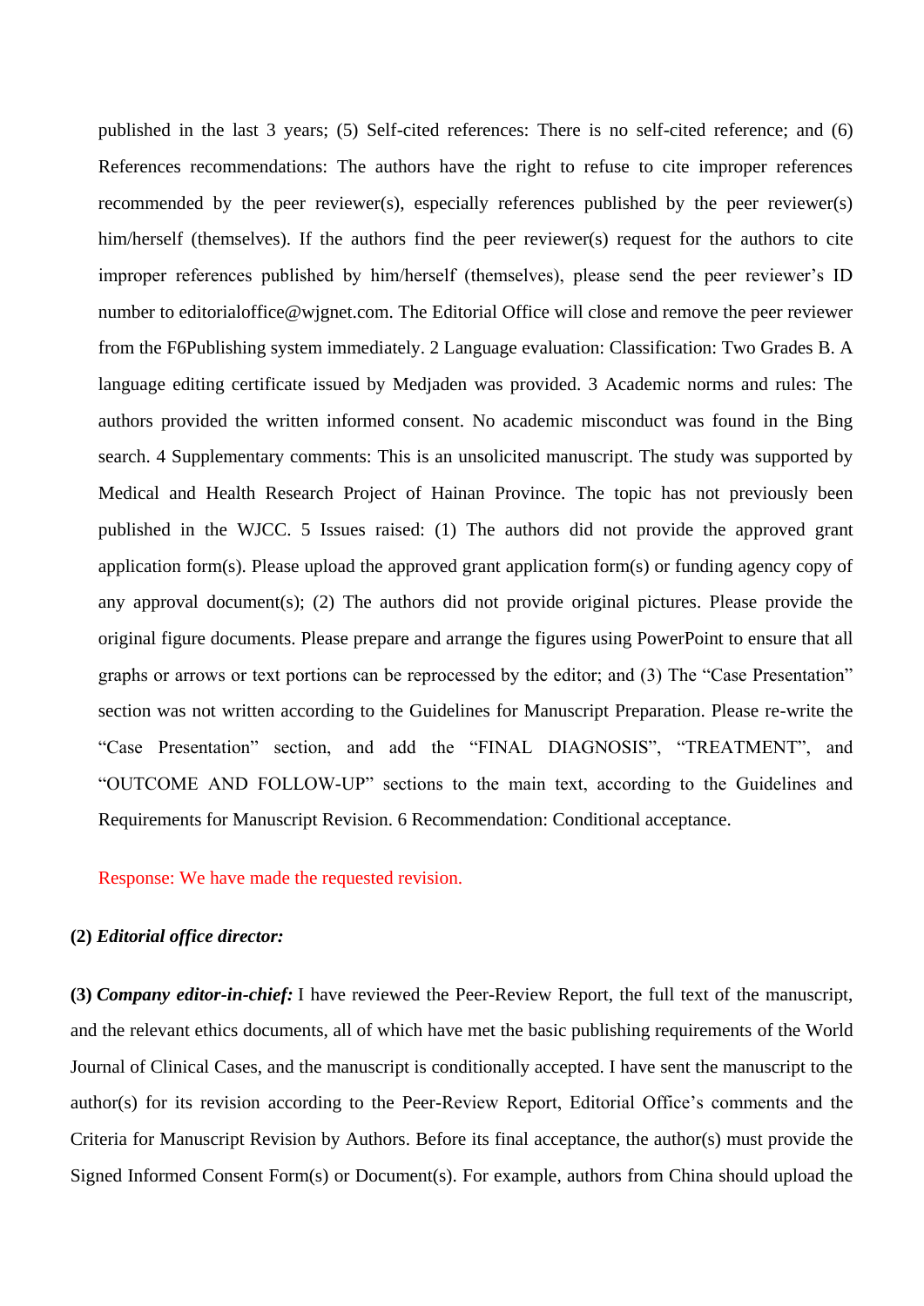published in the last 3 years; (5) Self-cited references: There is no self-cited reference; and (6) References recommendations: The authors have the right to refuse to cite improper references recommended by the peer reviewer(s), especially references published by the peer reviewer(s) him/herself (themselves). If the authors find the peer reviewer(s) request for the authors to cite improper references published by him/herself (themselves), please send the peer reviewer's ID number to editorialoffice@wjgnet.com. The Editorial Office will close and remove the peer reviewer from the F6Publishing system immediately. 2 Language evaluation: Classification: Two Grades B. A language editing certificate issued by Medjaden was provided. 3 Academic norms and rules: The authors provided the written informed consent. No academic misconduct was found in the Bing search. 4 Supplementary comments: This is an unsolicited manuscript. The study was supported by Medical and Health Research Project of Hainan Province. The topic has not previously been published in the WJCC. 5 Issues raised: (1) The authors did not provide the approved grant application form(s). Please upload the approved grant application form(s) or funding agency copy of any approval document(s); (2) The authors did not provide original pictures. Please provide the original figure documents. Please prepare and arrange the figures using PowerPoint to ensure that all graphs or arrows or text portions can be reprocessed by the editor; and (3) The "Case Presentation" section was not written according to the Guidelines for Manuscript Preparation. Please re-write the "Case Presentation" section, and add the "FINAL DIAGNOSIS", "TREATMENT", and "OUTCOME AND FOLLOW-UP" sections to the main text, according to the Guidelines and Requirements for Manuscript Revision. 6 Recommendation: Conditional acceptance.

Response: We have made the requested revision.

**(2)** ***Editorial office director:***

**(3)** ***Company editor-in-chief:*** I have reviewed the Peer-Review Report, the full text of the manuscript, and the relevant ethics documents, all of which have met the basic publishing requirements of the World Journal of Clinical Cases, and the manuscript is conditionally accepted. I have sent the manuscript to the author(s) for its revision according to the Peer-Review Report, Editorial Office's comments and the Criteria for Manuscript Revision by Authors. Before its final acceptance, the author(s) must provide the Signed Informed Consent Form(s) or Document(s). For example, authors from China should upload the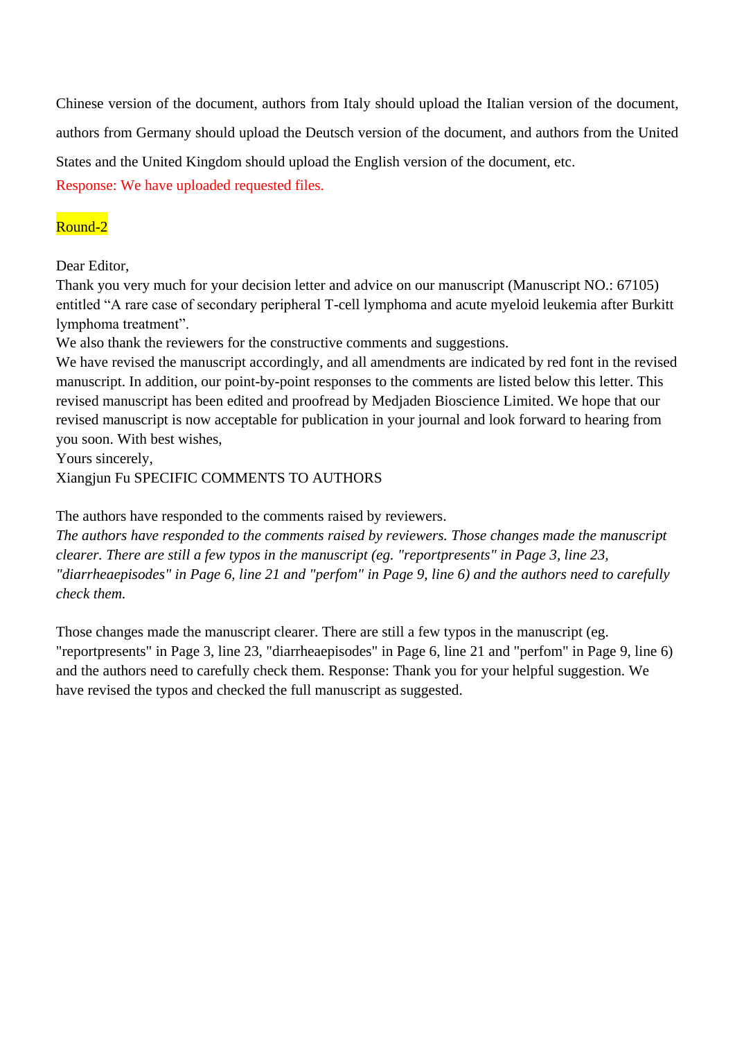Chinese version of the document, authors from Italy should upload the Italian version of the document, authors from Germany should upload the Deutsch version of the document, and authors from the United States and the United Kingdom should upload the English version of the document, etc.

Response: We have uploaded requested files.

Round-2

Dear Editor,

Thank you very much for your decision letter and advice on our manuscript (Manuscript NO.: 67105) entitled “A rare case of secondary peripheral T-cell lymphoma and acute myeloid leukemia after Burkitt lymphoma treatment”.

We also thank the reviewers for the constructive comments and suggestions.

We have revised the manuscript accordingly, and all amendments are indicated by red font in the revised manuscript. In addition, our point-by-point responses to the comments are listed below this letter. This revised manuscript has been edited and proofread by Medjaden Bioscience Limited. We hope that our revised manuscript is now acceptable for publication in your journal and look forward to hearing from you soon. With best wishes,

Yours sincerely,

Xiangjun Fu SPECIFIC COMMENTS TO AUTHORS

The authors have responded to the comments raised by reviewers.

*The authors have responded to the comments raised by reviewers. Those changes made the manuscript clearer. There are still a few typos in the manuscript (eg. "reportpresents" in Page 3, line 23, "diarrheaepisodes" in Page 6, line 21 and "perfom" in Page 9, line 6) and the authors need to carefully check them.*

Those changes made the manuscript clearer. There are still a few typos in the manuscript (eg. "reportpresents" in Page 3, line 23, "diarrheaepisodes" in Page 6, line 21 and "perfom" in Page 9, line 6) and the authors need to carefully check them. Response: Thank you for your helpful suggestion. We have revised the typos and checked the full manuscript as suggested.